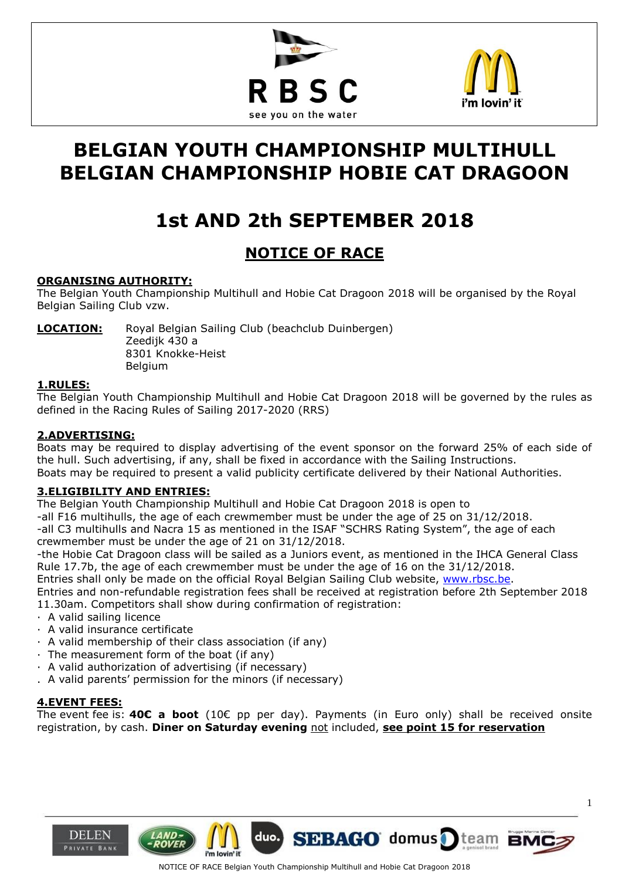RBSC

see you on the water

i'm lovin' it

# BELGIAN YOUTH CHAMPIONSHIP MULTIHULL BELGIAN CHAMPIONSHIP HOBIE CAT DRAGOON

# 1st AND 2th SEPTEMBER 2018

## NOTICE OF RACE

**ORGANISING AUTHORITY:**
The Belgian Youth Championship Multihull and Hobie Cat Dragoon 2018 will be organised by the Royal Belgian Sailing Club vzw.

**LOCATION:** Royal Belgian Sailing Club (beachclub Duinbergen)
Zeedijk 430 a
8301 Knokke-Heist
Belgium

**1.RULES:**
The Belgian Youth Championship Multihull and Hobie Cat Dragoon 2018 will be governed by the rules as defined in the Racing Rules of Sailing 2017-2020 (RRS)

**2.ADVERTISING:**
Boats may be required to display advertising of the event sponsor on the forward 25% of each side of the hull. Such advertising, if any, shall be fixed in accordance with the Sailing Instructions.
Boats may be required to present a valid publicity certificate delivered by their National Authorities.

**3.ELIGIBILITY AND ENTRIES:**
The Belgian Youth Championship Multihull and Hobie Cat Dragoon 2018 is open to
-all F16 multihulls, the age of each crewmember must be under the age of 25 on 31/12/2018.
-all C3 multihulls and Nacra 15 as mentioned in the ISAF "SCHRS Rating System", the age of each crewmember must be under the age of 21 on 31/12/2018.
-the Hobie Cat Dragoon class will be sailed as a Juniors event, as mentioned in the IHCA General Class Rule 17.7b, the age of each crewmember must be under the age of 16 on the 31/12/2018.
Entries shall only be made on the official Royal Belgian Sailing Club website, www.rbsc.be.
Entries and non-refundable registration fees shall be received at registration before 2th September 2018 11.30am. Competitors shall show during confirmation of registration:

- A valid sailing licence
- A valid insurance certificate
- A valid membership of their class association (if any)
- The measurement form of the boat (if any)
- A valid authorization of advertising (if necessary)
- A valid parents' permission for the minors (if necessary)

**4.EVENT FEES:**
The event fee is: **40€ a boot** (10€ pp per day). Payments (in Euro only) shall be received onsite registration, by cash. **Diner on Saturday evening** not included, **see point 15 for reservation**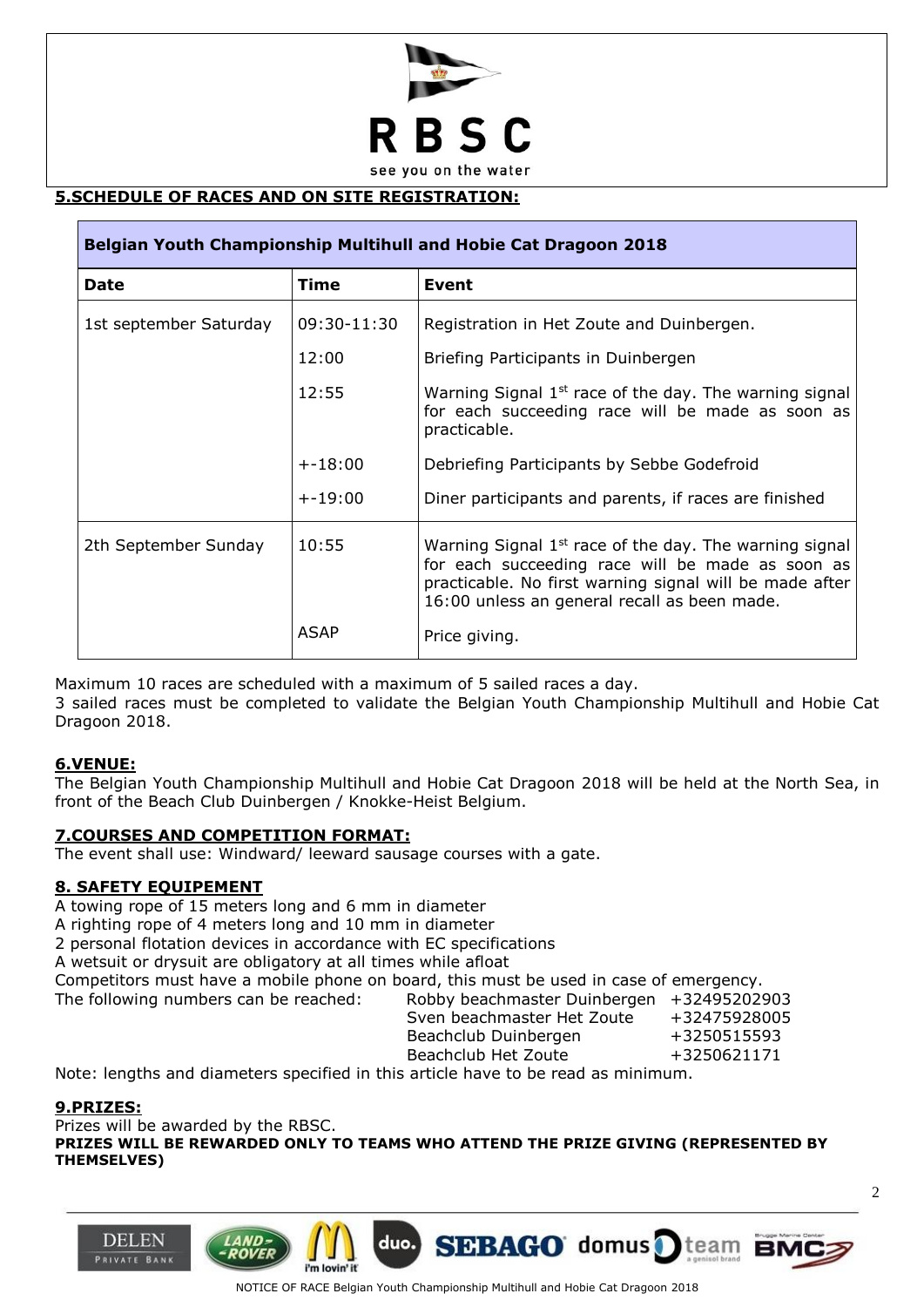## 5.SCHEDULE OF RACES AND ON SITE REGISTRATION:

| Belgian Youth Championship Multihull and Hobie Cat Dragoon 2018 | | |
|---|---|---|
| **Date** | **Time** | **Event** |
| 1st september Saturday | 09:30-11:30 | Registration in Het Zoute and Duinbergen. |
| | 12:00 | Briefing Participants in Duinbergen |
| | 12:55 | Warning Signal 1st race of the day. The warning signal for each succeeding race will be made as soon as practicable. |
| | +-18:00 | Debriefing Participants by Sebbe Godefroid |
| | +-19:00 | Diner participants and parents, if races are finished |
| 2th September Sunday | 10:55 | Warning Signal 1st race of the day. The warning signal for each succeeding race will be made as soon as practicable. No first warning signal will be made after 16:00 unless an general recall as been made. |
| | ASAP | Price giving. |

Maximum 10 races are scheduled with a maximum of 5 sailed races a day.
3 sailed races must be completed to validate the Belgian Youth Championship Multihull and Hobie Cat Dragoon 2018.

## 6.VENUE:

The Belgian Youth Championship Multihull and Hobie Cat Dragoon 2018 will be held at the North Sea, in front of the Beach Club Duinbergen / Knokke-Heist Belgium.

## 7.COURSES AND COMPETITION FORMAT:

The event shall use: Windward/ leeward sausage courses with a gate.

## 8. SAFETY EQUIPEMENT

A towing rope of 15 meters long and 6 mm in diameter
A righting rope of 4 meters long and 10 mm in diameter
2 personal flotation devices in accordance with EC specifications
A wetsuit or drysuit are obligatory at all times while afloat
Competitors must have a mobile phone on board, this must be used in case of emergency.
The following numbers can be reached:

| | |
|---|---|
| Robby beachmaster Duinbergen | +32495202903 |
| Sven beachmaster Het Zoute | +32475928005 |
| Beachclub Duinbergen | +3250515593 |
| Beachclub Het Zoute | +3250621171 |

Note: lengths and diameters specified in this article have to be read as minimum.

## 9.PRIZES:

Prizes will be awarded by the RBSC.
**PRIZES WILL BE REWARDED ONLY TO TEAMS WHO ATTEND THE PRIZE GIVING (REPRESENTED BY THEMSELVES)**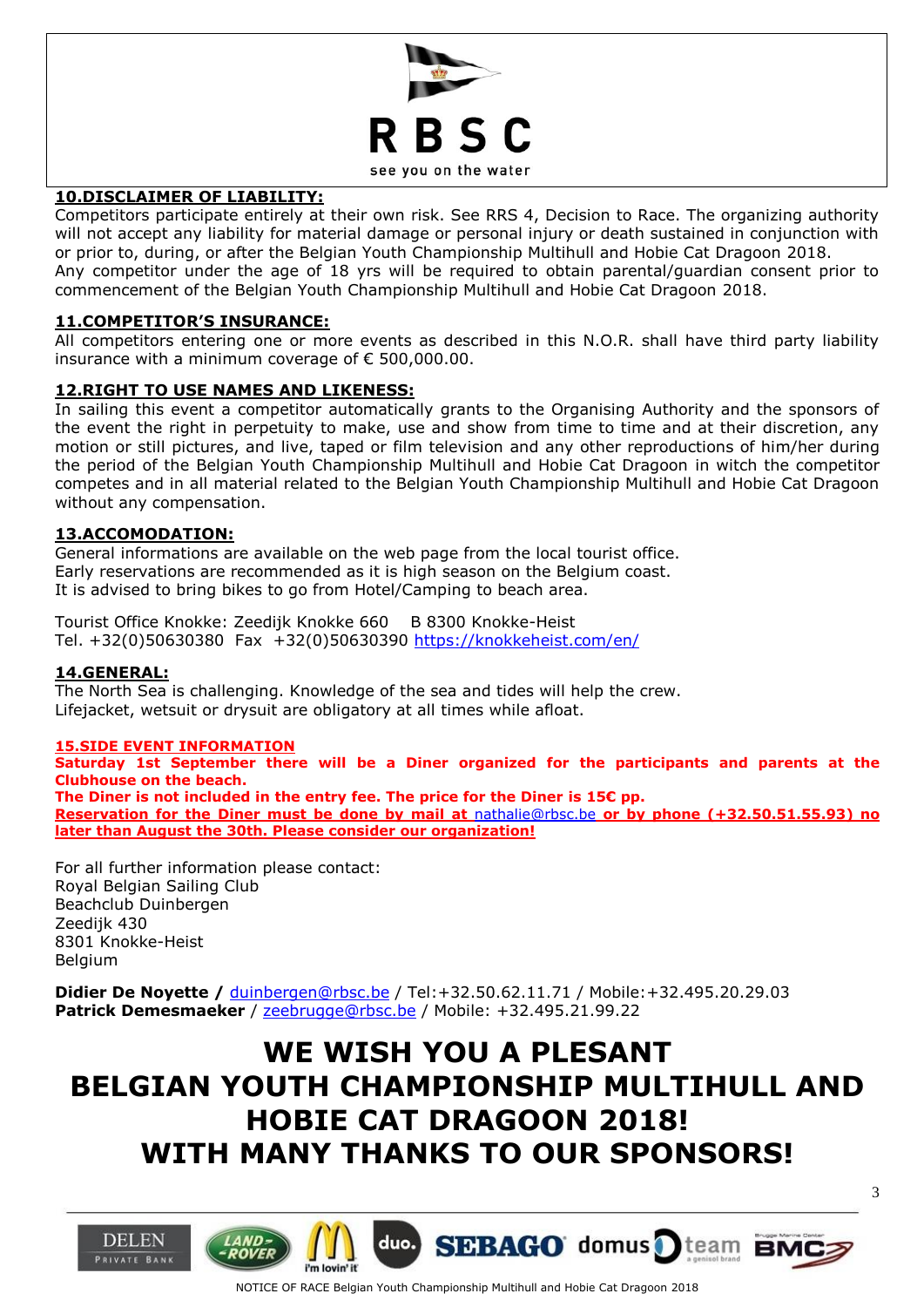RBSC

see you on the water

## 10.DISCLAIMER OF LIABILITY:

Competitors participate entirely at their own risk. See RRS 4, Decision to Race. The organizing authority will not accept any liability for material damage or personal injury or death sustained in conjunction with or prior to, during, or after the Belgian Youth Championship Multihull and Hobie Cat Dragoon 2018.
Any competitor under the age of 18 yrs will be required to obtain parental/guardian consent prior to commencement of the Belgian Youth Championship Multihull and Hobie Cat Dragoon 2018.

## 11.COMPETITOR'S INSURANCE:

All competitors entering one or more events as described in this N.O.R. shall have third party liability insurance with a minimum coverage of € 500,000.00.

## 12.RIGHT TO USE NAMES AND LIKENESS:

In sailing this event a competitor automatically grants to the Organising Authority and the sponsors of the event the right in perpetuity to make, use and show from time to time and at their discretion, any motion or still pictures, and live, taped or film television and any other reproductions of him/her during the period of the Belgian Youth Championship Multihull and Hobie Cat Dragoon in witch the competitor competes and in all material related to the Belgian Youth Championship Multihull and Hobie Cat Dragoon without any compensation.

## 13.ACCOMODATION:

General informations are available on the web page from the local tourist office.
Early reservations are recommended as it is high season on the Belgium coast.
It is advised to bring bikes to go from Hotel/Camping to beach area.

Tourist Office Knokke: Zeedijk Knokke 660 B 8300 Knokke-Heist
Tel. +32(0)50630380 Fax +32(0)50630390 https://knokkeheist.com/en/

## 14.GENERAL:

The North Sea is challenging. Knowledge of the sea and tides will help the crew.
Lifejacket, wetsuit or drysuit are obligatory at all times while afloat.

## 15.SIDE EVENT INFORMATION

**Saturday 1st September there will be a Diner organized for the participants and parents at the Clubhouse on the beach.**
**The Diner is not included in the entry fee. The price for the Diner is 15€ pp.**
**Reservation for the Diner must be done by mail at nathalie@rbsc.be or by phone (+32.50.51.55.93) no later than August the 30th. Please consider our organization!**

For all further information please contact:
Royal Belgian Sailing Club
Beachclub Duinbergen
Zeedijk 430
8301 Knokke-Heist
Belgium

**Didier De Noyette /** duinbergen@rbsc.be / Tel:+32.50.62.11.71 / Mobile:+32.495.20.29.03
**Patrick Demesmaeker** / zeebrugge@rbsc.be / Mobile: +32.495.21.99.22

# WE WISH YOU A PLESANT BELGIAN YOUTH CHAMPIONSHIP MULTIHULL AND HOBIE CAT DRAGOON 2018! WITH MANY THANKS TO OUR SPONSORS!

DELEN PRIVATE BANK · LAND-ROVER · i'm lovin' it · duo. · SEBAGO · domus · team · BMC